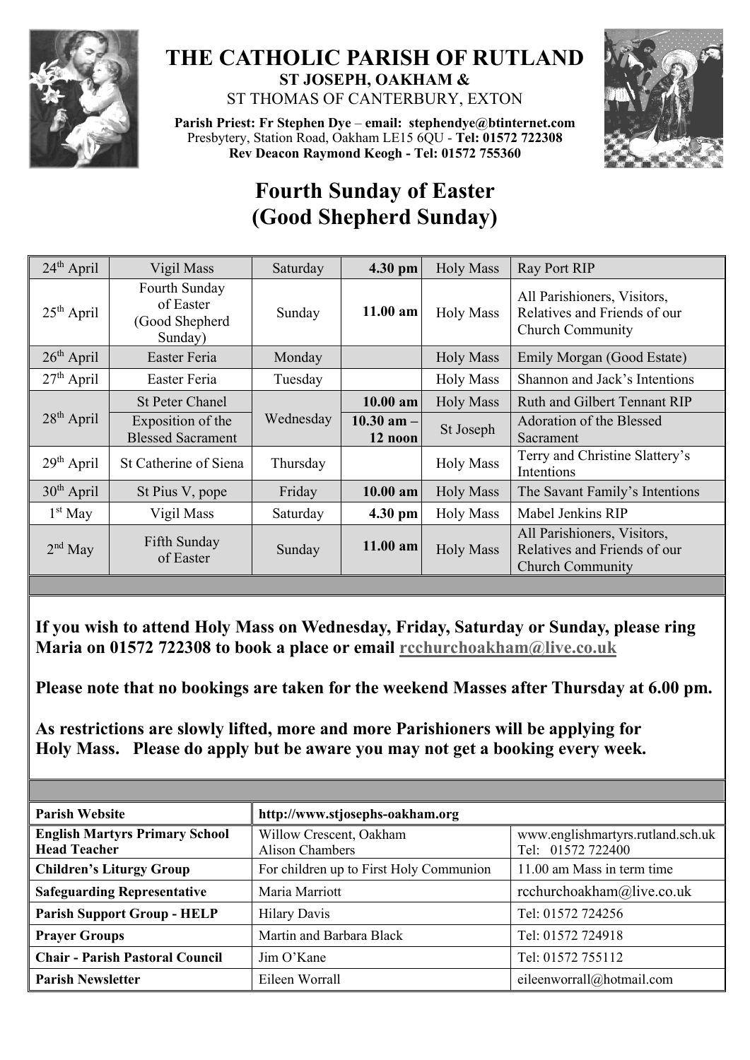# THE CATHOLIC PARISH OF RUTLAND

**ST JOSEPH, OAKHAM &**

ST THOMAS OF CANTERBURY, EXTON

**Parish Priest: Fr Stephen Dye** – **email: stephendye@btinternet.com**
Presbytery, Station Road, Oakham LE15 6QU - **Tel: 01572 722308**
**Rev Deacon Raymond Keogh - Tel: 01572 755360**

## Fourth Sunday of Easter (Good Shepherd Sunday)

| | | | | | |
|---|---|---|---|---|---|
| 24th April | Vigil Mass | Saturday | **4.30 pm** | Holy Mass | Ray Port RIP |
| 25th April | Fourth Sunday of Easter (Good Shepherd Sunday) | Sunday | **11.00 am** | Holy Mass | All Parishioners, Visitors, Relatives and Friends of our Church Community |
| 26th April | Easter Feria | Monday | | Holy Mass | Emily Morgan (Good Estate) |
| 27th April | Easter Feria | Tuesday | | Holy Mass | Shannon and Jack's Intentions |
| 28th April | St Peter Chanel | Wednesday | **10.00 am** | Holy Mass | Ruth and Gilbert Tennant RIP |
| | Exposition of the Blessed Sacrament | | **10.30 am – 12 noon** | St Joseph | Adoration of the Blessed Sacrament |
| 29th April | St Catherine of Siena | Thursday | | Holy Mass | Terry and Christine Slattery's Intentions |
| 30th April | St Pius V, pope | Friday | **10.00 am** | Holy Mass | The Savant Family's Intentions |
| 1st May | Vigil Mass | Saturday | **4.30 pm** | Holy Mass | Mabel Jenkins RIP |
| 2nd May | Fifth Sunday of Easter | Sunday | **11.00 am** | Holy Mass | All Parishioners, Visitors, Relatives and Friends of our Church Community |

**If you wish to attend Holy Mass on Wednesday, Friday, Saturday or Sunday, please ring Maria on 01572 722308 to book a place or email rcchurchoakham@live.co.uk**

**Please note that no bookings are taken for the weekend Masses after Thursday at 6.00 pm.**

**As restrictions are slowly lifted, more and more Parishioners will be applying for Holy Mass. Please do apply but be aware you may not get a booking every week.**

| **Parish Website** | **http://www.stjosephs-oakham.org** | |
|---|---|---|
| **English Martyrs Primary School Head Teacher** | Willow Crescent, Oakham Alison Chambers | www.englishmartyrs.rutland.sch.uk Tel: 01572 722400 |
| **Children's Liturgy Group** | For children up to First Holy Communion | 11.00 am Mass in term time |
| **Safeguarding Representative** | Maria Marriott | rcchurchoakham@live.co.uk |
| **Parish Support Group - HELP** | Hilary Davis | Tel: 01572 724256 |
| **Prayer Groups** | Martin and Barbara Black | Tel: 01572 724918 |
| **Chair - Parish Pastoral Council** | Jim O'Kane | Tel: 01572 755112 |
| **Parish Newsletter** | Eileen Worrall | eileenworrall@hotmail.com |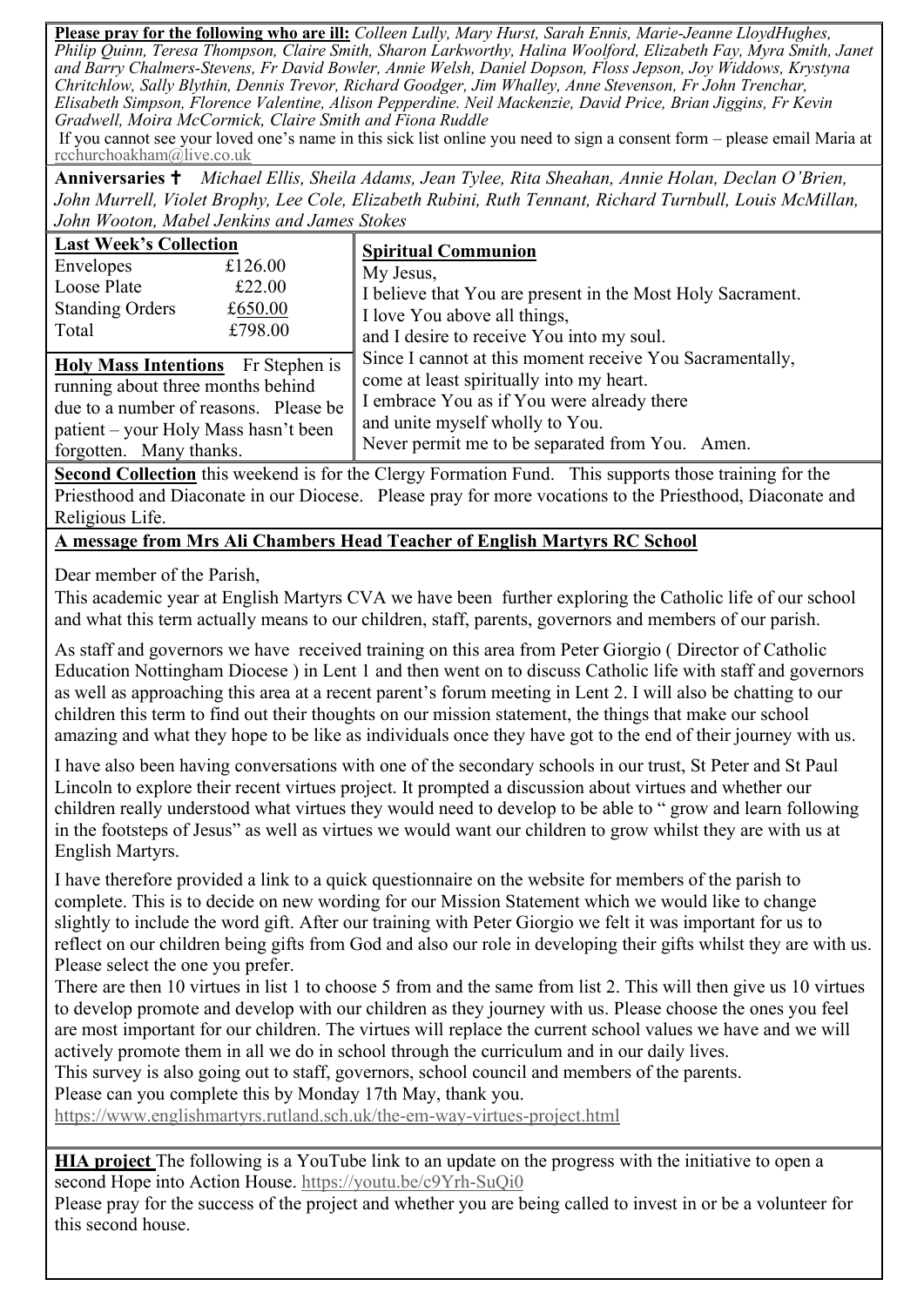**Please pray for the following who are ill:** *Colleen Lully, Mary Hurst, Sarah Ennis, Marie-Jeanne LloydHughes, Philip Quinn, Teresa Thompson, Claire Smith, Sharon Larkworthy, Halina Woolford, Elizabeth Fay, Myra Smith, Janet and Barry Chalmers-Stevens, Fr David Bowler, Annie Welsh, Daniel Dopson, Floss Jepson, Joy Widdows, Krystyna Chritchlow, Sally Blythin, Dennis Trevor, Richard Goodger, Jim Whalley, Anne Stevenson, Fr John Trenchar, Elisabeth Simpson, Florence Valentine, Alison Pepperdine. Neil Mackenzie, David Price, Brian Jiggins, Fr Kevin Gradwell, Moira McCormick, Claire Smith and Fiona Ruddle*

If you cannot see your loved one's name in this sick list online you need to sign a consent form – please email Maria at rcchurchoakham@live.co.uk

**Anniversaries ✝** *Michael Ellis, Sheila Adams, Jean Tylee, Rita Sheahan, Annie Holan, Declan O'Brien, John Murrell, Violet Brophy, Lee Cole, Elizabeth Rubini, Ruth Tennant, Richard Turnbull, Louis McMillan, John Wooton, Mabel Jenkins and James Stokes*

**Last Week's Collection**

| | |
|---|---|
| Envelopes | £126.00 |
| Loose Plate | £22.00 |
| Standing Orders | £650.00 |
| Total | £798.00 |

**Holy Mass Intentions** Fr Stephen is running about three months behind due to a number of reasons. Please be patient – your Holy Mass hasn't been forgotten. Many thanks.

**Spiritual Communion**

My Jesus,
I believe that You are present in the Most Holy Sacrament.
I love You above all things,
and I desire to receive You into my soul.
Since I cannot at this moment receive You Sacramentally,
come at least spiritually into my heart.
I embrace You as if You were already there
and unite myself wholly to You.
Never permit me to be separated from You. Amen.

**Second Collection** this weekend is for the Clergy Formation Fund. This supports those training for the Priesthood and Diaconate in our Diocese. Please pray for more vocations to the Priesthood, Diaconate and Religious Life.

**A message from Mrs Ali Chambers Head Teacher of English Martyrs RC School**

Dear member of the Parish,

This academic year at English Martyrs CVA we have been further exploring the Catholic life of our school and what this term actually means to our children, staff, parents, governors and members of our parish.

As staff and governors we have received training on this area from Peter Giorgio ( Director of Catholic Education Nottingham Diocese ) in Lent 1 and then went on to discuss Catholic life with staff and governors as well as approaching this area at a recent parent's forum meeting in Lent 2. I will also be chatting to our children this term to find out their thoughts on our mission statement, the things that make our school amazing and what they hope to be like as individuals once they have got to the end of their journey with us.

I have also been having conversations with one of the secondary schools in our trust, St Peter and St Paul Lincoln to explore their recent virtues project. It prompted a discussion about virtues and whether our children really understood what virtues they would need to develop to be able to " grow and learn following in the footsteps of Jesus" as well as virtues we would want our children to grow whilst they are with us at English Martyrs.

I have therefore provided a link to a quick questionnaire on the website for members of the parish to complete. This is to decide on new wording for our Mission Statement which we would like to change slightly to include the word gift. After our training with Peter Giorgio we felt it was important for us to reflect on our children being gifts from God and also our role in developing their gifts whilst they are with us. Please select the one you prefer.

There are then 10 virtues in list 1 to choose 5 from and the same from list 2. This will then give us 10 virtues to develop promote and develop with our children as they journey with us. Please choose the ones you feel are most important for our children. The virtues will replace the current school values we have and we will actively promote them in all we do in school through the curriculum and in our daily lives.

This survey is also going out to staff, governors, school council and members of the parents.

Please can you complete this by Monday 17th May, thank you.

https://www.englishmartyrs.rutland.sch.uk/the-em-way-virtues-project.html

**HIA project** The following is a YouTube link to an update on the progress with the initiative to open a second Hope into Action House. https://youtu.be/c9Yrh-SuQi0

Please pray for the success of the project and whether you are being called to invest in or be a volunteer for this second house.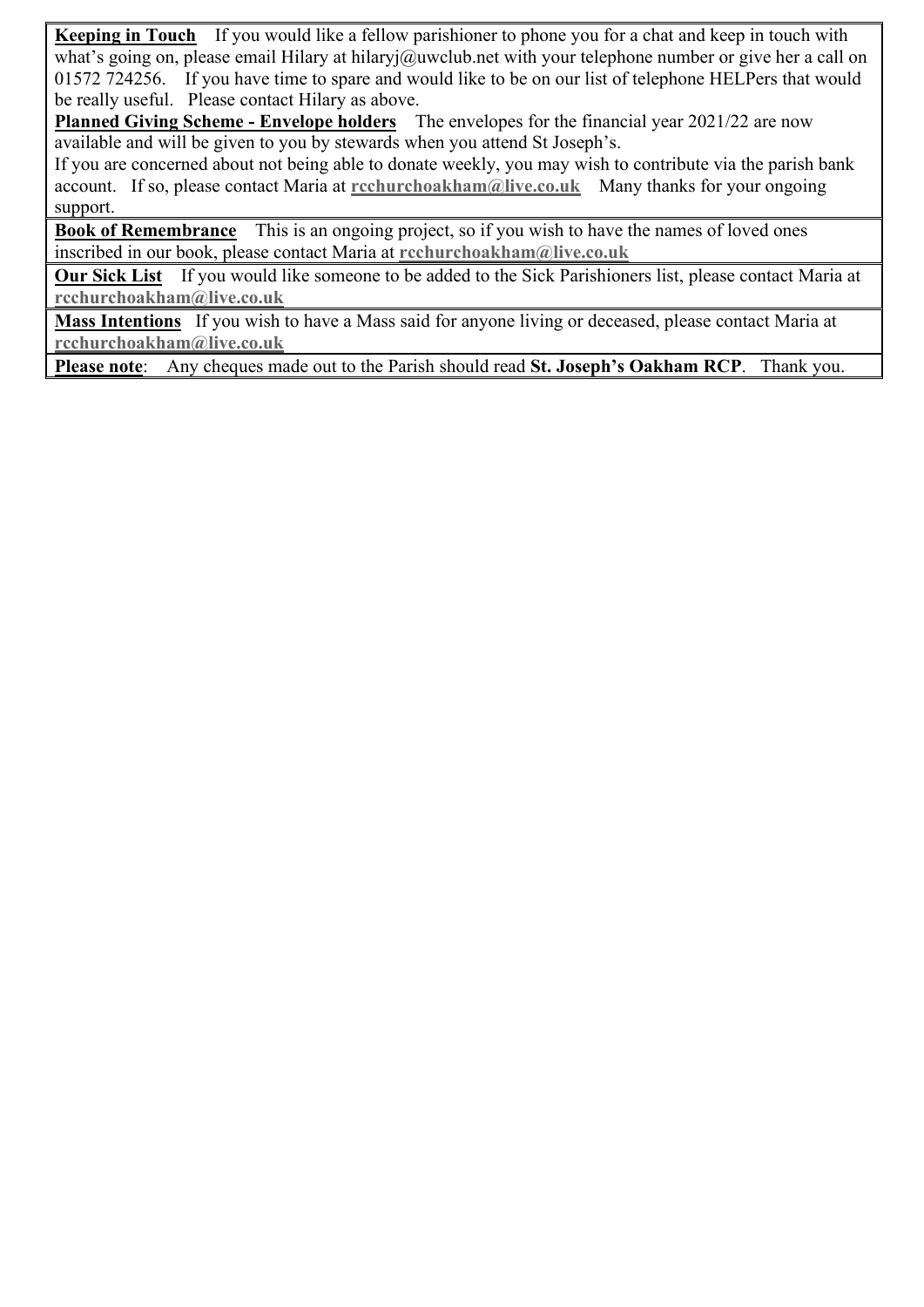**Keeping in Touch** If you would like a fellow parishioner to phone you for a chat and keep in touch with what's going on, please email Hilary at hilaryj@uwclub.net with your telephone number or give her a call on 01572 724256. If you have time to spare and would like to be on our list of telephone HELPers that would be really useful. Please contact Hilary as above.

**Planned Giving Scheme - Envelope holders** The envelopes for the financial year 2021/22 are now available and will be given to you by stewards when you attend St Joseph's.

If you are concerned about not being able to donate weekly, you may wish to contribute via the parish bank account. If so, please contact Maria at **rcchurchoakham@live.co.uk** Many thanks for your ongoing support.

**Book of Remembrance** This is an ongoing project, so if you wish to have the names of loved ones inscribed in our book, please contact Maria at **rcchurchoakham@live.co.uk**

**Our Sick List** If you would like someone to be added to the Sick Parishioners list, please contact Maria at **rcchurchoakham@live.co.uk**

**Mass Intentions** If you wish to have a Mass said for anyone living or deceased, please contact Maria at **rcchurchoakham@live.co.uk**

**Please note**: Any cheques made out to the Parish should read **St. Joseph's Oakham RCP**. Thank you.